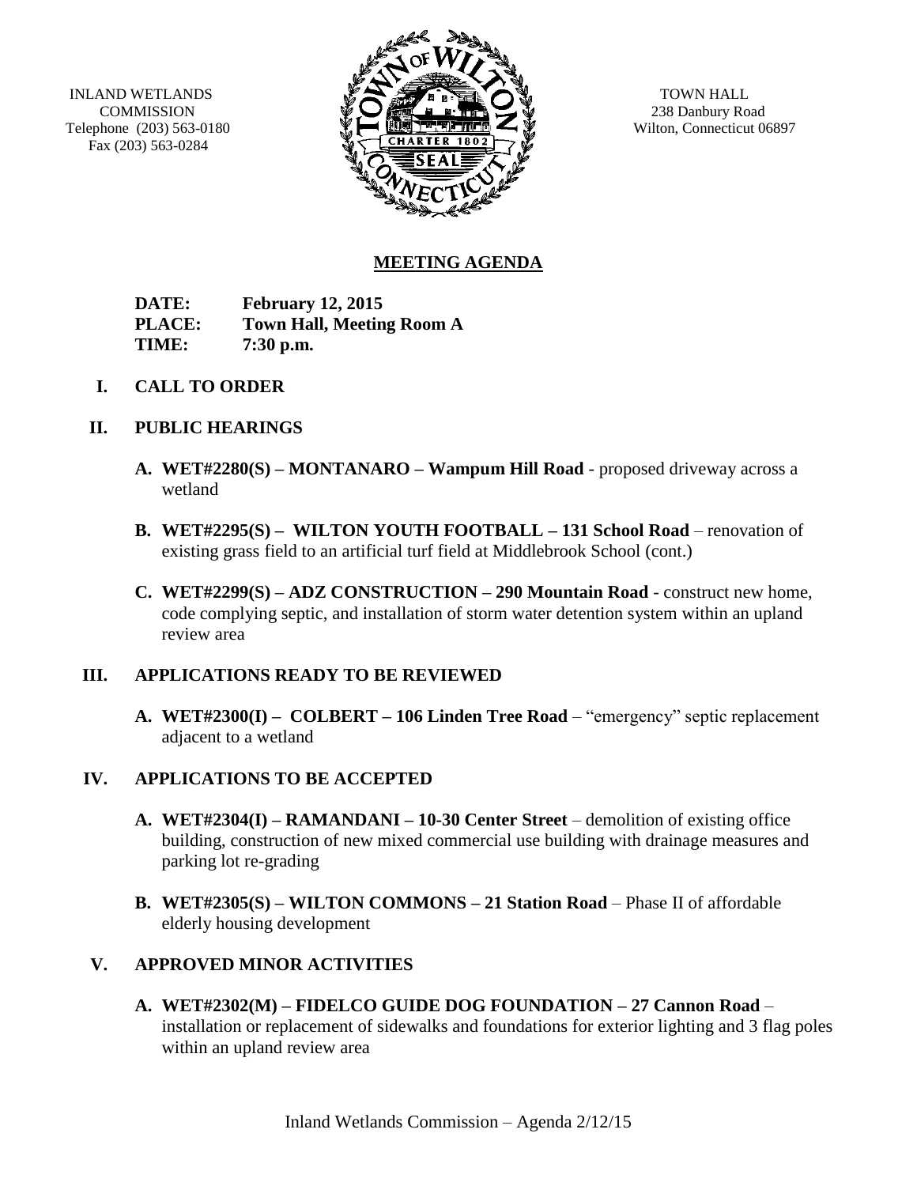INLAND WETLANDS COMMISSION
Telephone (203) 563-0180
Fax (203) 563-0284

TOWN HALL
238 Danbury Road
Wilton, Connecticut 06897

## MEETING AGENDA

**DATE: February 12, 2015**
**PLACE: Town Hall, Meeting Room A**
**TIME: 7:30 p.m.**

**I. CALL TO ORDER**

**II. PUBLIC HEARINGS**

**A. WET#2280(S) – MONTANARO – Wampum Hill Road** - proposed driveway across a wetland

**B. WET#2295(S) – WILTON YOUTH FOOTBALL – 131 School Road** – renovation of existing grass field to an artificial turf field at Middlebrook School (cont.)

**C. WET#2299(S) – ADZ CONSTRUCTION – 290 Mountain Road** - construct new home, code complying septic, and installation of storm water detention system within an upland review area

**III. APPLICATIONS READY TO BE REVIEWED**

**A. WET#2300(I) – COLBERT – 106 Linden Tree Road** – "emergency" septic replacement adjacent to a wetland

**IV. APPLICATIONS TO BE ACCEPTED**

**A. WET#2304(I) – RAMANDANI – 10-30 Center Street** – demolition of existing office building, construction of new mixed commercial use building with drainage measures and parking lot re-grading

**B. WET#2305(S) – WILTON COMMONS – 21 Station Road** – Phase II of affordable elderly housing development

**V. APPROVED MINOR ACTIVITIES**

**A. WET#2302(M) – FIDELCO GUIDE DOG FOUNDATION – 27 Cannon Road** – installation or replacement of sidewalks and foundations for exterior lighting and 3 flag poles within an upland review area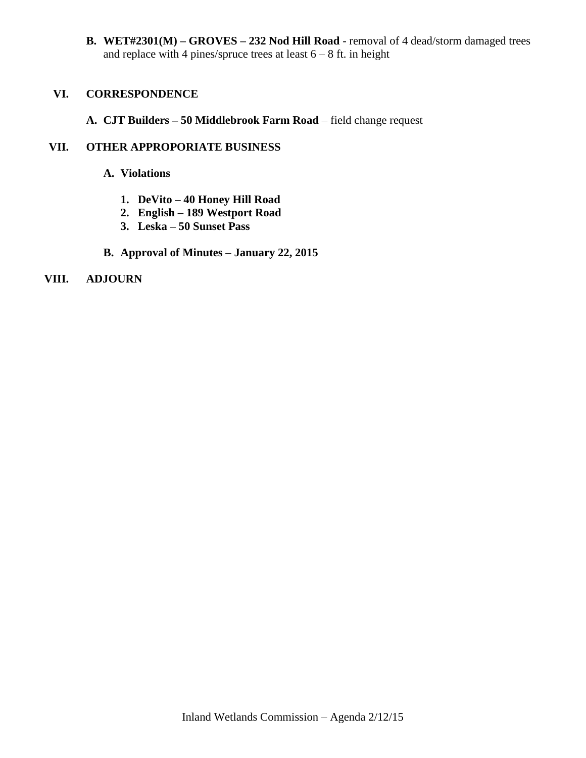**B. WET#2301(M) – GROVES – 232 Nod Hill Road** - removal of 4 dead/storm damaged trees and replace with 4 pines/spruce trees at least 6 – 8 ft. in height

## VI. CORRESPONDENCE

**A. CJT Builders – 50 Middlebrook Farm Road** – field change request

## VII. OTHER APPROPORIATE BUSINESS

**A. Violations**

1. **DeVito – 40 Honey Hill Road**
2. **English – 189 Westport Road**
3. **Leska – 50 Sunset Pass**

**B. Approval of Minutes – January 22, 2015**

## VIII. ADJOURN